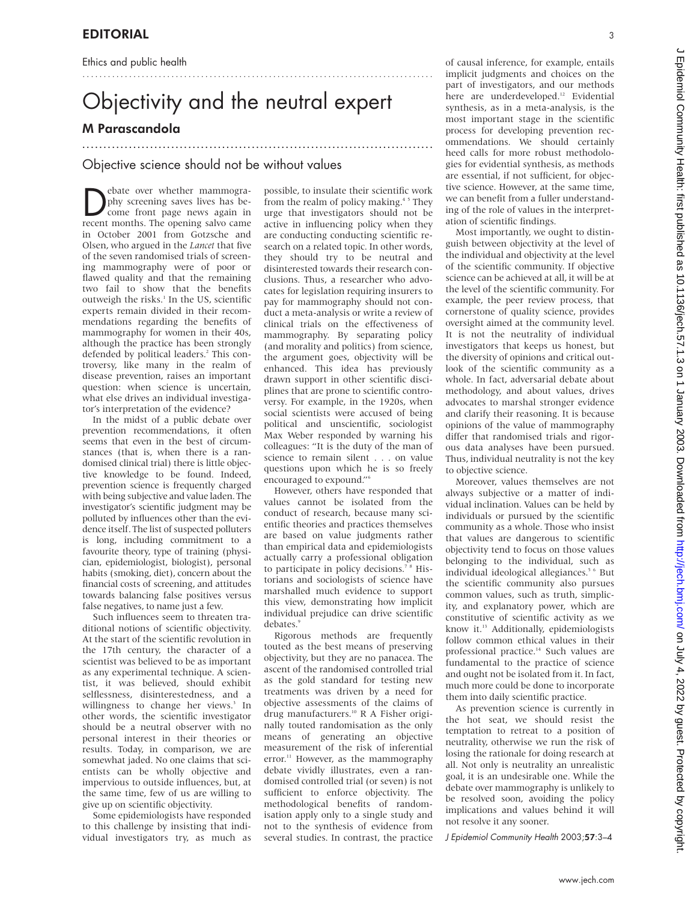EDITORIAL

Ethics and public health

# Objectivity and the neutral expert

## M Parascandola

### Objective science should not be without values

Debate over whether mammography screening saves lives has become front page news again in recent months. The opening salvo came in October 2001 from Gotzsche and Olsen, who argued in the *Lancet* that five of the seven randomised trials of screening mammography were of poor or flawed quality and that the remaining two fail to show that the benefits outweigh the risks.[1] In the US, scientific experts remain divided in their recommendations regarding the benefits of mammography for women in their 40s, although the practice has been strongly defended by political leaders.[2] This controversy, like many in the realm of disease prevention, raises an important question: when science is uncertain, what else drives an individual investigator's interpretation of the evidence?

In the midst of a public debate over prevention recommendations, it often seems that even in the best of circumstances (that is, when there is a randomised clinical trial) there is little objective knowledge to be found. Indeed, prevention science is frequently charged with being subjective and value laden. The investigator's scientific judgment may be polluted by influences other than the evidence itself. The list of suspected polluters is long, including commitment to a favourite theory, type of training (physician, epidemiologist, biologist), personal habits (smoking, diet), concern about the financial costs of screening, and attitudes towards balancing false positives versus false negatives, to name just a few.

Such influences seem to threaten traditional notions of scientific objectivity. At the start of the scientific revolution in the 17th century, the character of a scientist was believed to be as important as any experimental technique. A scientist, it was believed, should exhibit selflessness, disinterestedness, and a willingness to change her views.[3] In other words, the scientific investigator should be a neutral observer with no personal interest in their theories or results. Today, in comparison, we are somewhat jaded. No one claims that scientists can be wholly objective and impervious to outside influences, but, at the same time, few of us are willing to give up on scientific objectivity.

Some epidemiologists have responded to this challenge by insisting that individual investigators try, as much as possible, to insulate their scientific work from the realm of policy making.[4,5] They urge that investigators should not be active in influencing policy when they are conducting conducting scientific research on a related topic. In other words, they should try to be neutral and disinterested towards their research conclusions. Thus, a researcher who advocates for legislation requiring insurers to pay for mammography should not conduct a meta-analysis or write a review of clinical trials on the effectiveness of mammography. By separating policy (and morality and politics) from science, the argument goes, objectivity will be enhanced. This idea has previously drawn support in other scientific disciplines that are prone to scientific controversy. For example, in the 1920s, when social scientists were accused of being political and unscientific, sociologist Max Weber responded by warning his colleagues: "It is the duty of the man of science to remain silent . . . on value questions upon which he is so freely encouraged to expound."[6]

However, others have responded that values cannot be isolated from the conduct of research, because many scientific theories and practices themselves are based on value judgments rather than empirical data and epidemiologists actually carry a professional obligation to participate in policy decisions.[7,8] Historians and sociologists of science have marshalled much evidence to support this view, demonstrating how implicit individual prejudice can drive scientific debates.[9]

Rigorous methods are frequently touted as the best means of preserving objectivity, but they are no panacea. The ascent of the randomised controlled trial as the gold standard for testing new treatments was driven by a need for objective assessments of the claims of drug manufacturers.[10] R A Fisher originally touted randomisation as the only means of generating an objective measurement of the risk of inferential error.[11] However, as the mammography debate vividly illustrates, even a randomised controlled trial (or seven) is not sufficient to enforce objectivity. The methodological benefits of randomisation apply only to a single study and not to the synthesis of evidence from several studies. In contrast, the practice of causal inference, for example, entails implicit judgments and choices on the part of investigators, and our methods here are underdeveloped.[12] Evidential synthesis, as in a meta-analysis, is the most important stage in the scientific process for developing prevention recommendations. We should certainly heed calls for more robust methodologies for evidential synthesis, as methods are essential, if not sufficient, for objective science. However, at the same time, we can benefit from a fuller understanding of the role of values in the interpretation of scientific findings.

Most importantly, we ought to distinguish between objectivity at the level of the individual and objectivity at the level of the scientific community. If objective science can be achieved at all, it will be at the level of the scientific community. For example, the peer review process, that cornerstone of quality science, provides oversight aimed at the community level. It is not the neutrality of individual investigators that keeps us honest, but the diversity of opinions and critical outlook of the scientific community as a whole. In fact, adversarial debate about methodology, and about values, drives advocates to marshal stronger evidence and clarify their reasoning. It is because opinions of the value of mammography differ that randomised trials and rigorous data analyses have been pursued. Thus, individual neutrality is not the key to objective science.

Moreover, values themselves are not always subjective or a matter of individual inclination. Values can be held by individuals or pursued by the scientific community as a whole. Those who insist that values are dangerous to scientific objectivity tend to focus on those values belonging to the individual, such as individual ideological allegiances.[5,6] But the scientific community also pursues common values, such as truth, simplicity, and explanatory power, which are constitutive of scientific activity as we know it.[13] Additionally, epidemiologists follow common ethical values in their professional practice.[14] Such values are fundamental to the practice of science and ought not be isolated from it. In fact, much more could be done to incorporate them into daily scientific practice.

As prevention science is currently in the hot seat, we should resist the temptation to retreat to a position of neutrality, otherwise we run the risk of losing the rationale for doing research at all. Not only is neutrality an unrealistic goal, it is an undesirable one. While the debate over mammography is unlikely to be resolved soon, avoiding the policy implications and values behind it will not resolve it any sooner.

*J Epidemiol Community Health* 2003;**57**:3–4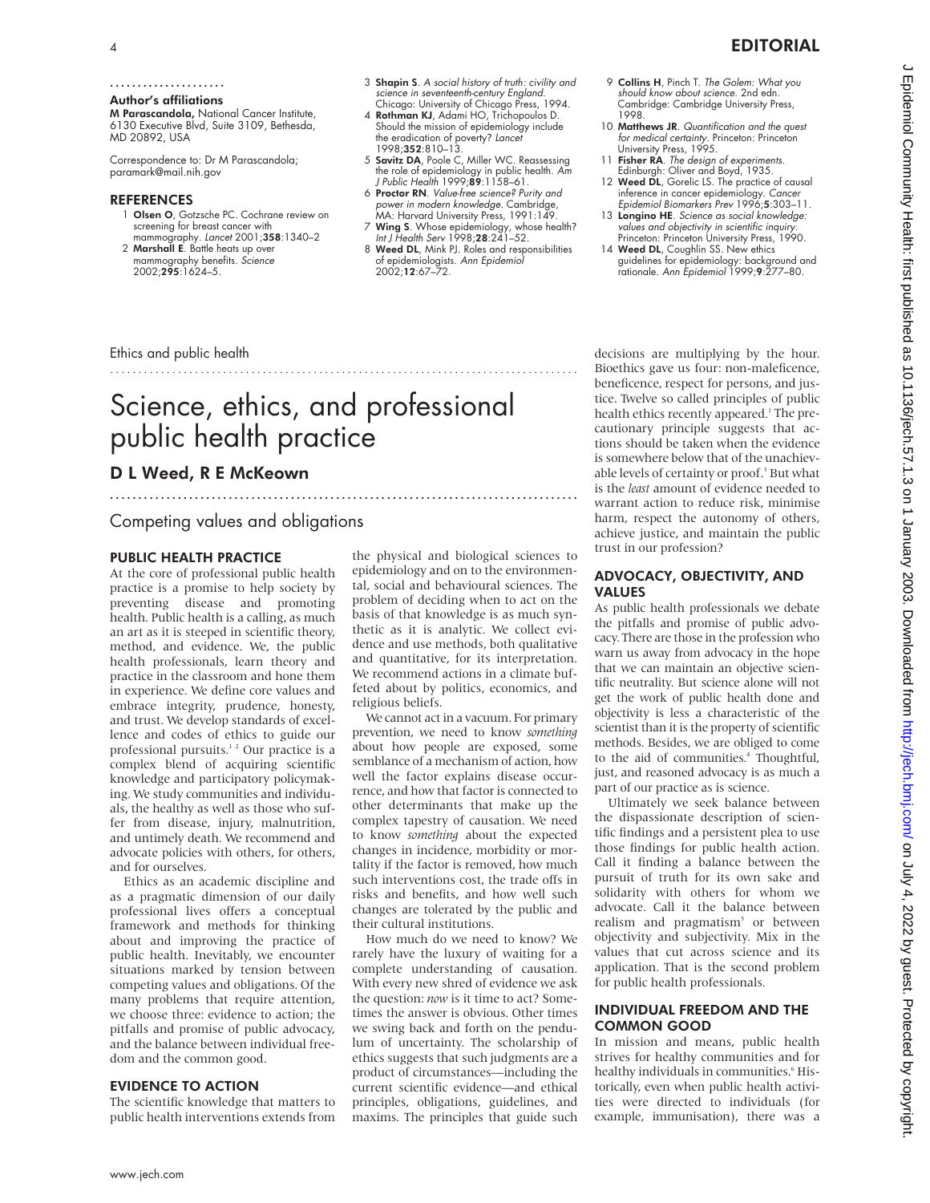### Author's affiliations

**M Parascandola,** National Cancer Institute, 6130 Executive Blvd, Suite 3109, Bethesda, MD 20892, USA

Correspondence to: Dr M Parascandola; paramark@mail.nih.gov

### REFERENCES

1. **Olsen O**, Gotzsche PC. Cochrane review on screening for breast cancer with mammography. *Lancet* 2001;**358**:1340–2
2. **Marshall E**. Battle heats up over mammography benefits. *Science* 2002;**295**:1624–5.
3. **Shapin S**. *A social history of truth: civility and science in seventeenth-century England*. Chicago: University of Chicago Press, 1994.
4. **Rothman KJ**, Adami HO, Trichopoulos D. Should the mission of epidemiology include the eradication of poverty? *Lancet* 1998;**352**:810–13.
5. **Savitz DA**, Poole C, Miller WC. Reassessing the role of epidemiology in public health. *Am J Public Health* 1999;**89**:1158–61.
6. **Proctor RN**. *Value-free science? Purity and power in modern knowledge*. Cambridge, MA: Harvard University Press, 1991:149.
7. **Wing S**. Whose epidemiology, whose health? *Int J Health Serv* 1998;**28**:241–52.
8. **Weed DL**, Mink PJ. Roles and responsibilities of epidemiologists. *Ann Epidemiol* 2002;**12**:67–72.
9. **Collins H**, Pinch T. *The Golem: What you should know about science*. 2nd edn. Cambridge: Cambridge University Press, 1998.
10. **Matthews JR**. *Quantification and the quest for medical certainty*. Princeton: Princeton University Press, 1995.
11. **Fisher RA**. *The design of experiments*. Edinburgh: Oliver and Boyd, 1935.
12. **Weed DL**, Gorelic LS. The practice of causal inference in cancer epidemiology. *Cancer Epidemiol Biomarkers Prev* 1996;**5**:303–11.
13. **Longino HE**. *Science as social knowledge: values and objectivity in scientific inquiry*. Princeton: Princeton University Press, 1990.
14. **Weed DL**, Coughlin SS. New ethics guidelines for epidemiology: background and rationale. *Ann Epidemiol* 1999;**9**:277–80.

Ethics and public health

# Science, ethics, and professional public health practice

## D L Weed, R E McKeown

### Competing values and obligations

### PUBLIC HEALTH PRACTICE

At the core of professional public health practice is a promise to help society by preventing disease and promoting health. Public health is a calling, as much an art as it is steeped in scientific theory, method, and evidence. We, the public health professionals, learn theory and practice in the classroom and hone them in experience. We define core values and embrace integrity, prudence, honesty, and trust. We develop standards of excellence and codes of ethics to guide our professional pursuits.[1,2] Our practice is a complex blend of acquiring scientific knowledge and participatory policymaking. We study communities and individuals, the healthy as well as those who suffer from disease, injury, malnutrition, and untimely death. We recommend and advocate policies with others, for others, and for ourselves.

Ethics as an academic discipline and as a pragmatic dimension of our daily professional lives offers a conceptual framework and methods for thinking about and improving the practice of public health. Inevitably, we encounter situations marked by tension between competing values and obligations. Of the many problems that require attention, we choose three: evidence to action; the pitfalls and promise of public advocacy, and the balance between individual freedom and the common good.

### EVIDENCE TO ACTION

The scientific knowledge that matters to public health interventions extends from the physical and biological sciences to epidemiology and on to the environmental, social and behavioural sciences. The problem of deciding when to act on the basis of that knowledge is as much synthetic as it is analytic. We collect evidence and use methods, both qualitative and quantitative, for its interpretation. We recommend actions in a climate buffeted about by politics, economics, and religious beliefs.

We cannot act in a vacuum. For primary prevention, we need to know *something* about how people are exposed, some semblance of a mechanism of action, how well the factor explains disease occurrence, and how that factor is connected to other determinants that make up the complex tapestry of causation. We need to know *something* about the expected changes in incidence, morbidity or mortality if the factor is removed, how much such interventions cost, the trade offs in risks and benefits, and how well such changes are tolerated by the public and their cultural institutions.

How much do we need to know? We rarely have the luxury of waiting for a complete understanding of causation. With every new shred of evidence we ask the question: *now* is it time to act? Sometimes the answer is obvious. Other times we swing back and forth on the pendulum of uncertainty. The scholarship of ethics suggests that such judgments are a product of circumstances—including the current scientific evidence—and ethical principles, obligations, guidelines, and maxims. The principles that guide such decisions are multiplying by the hour. Bioethics gave us four: non-maleficence, beneficence, respect for persons, and justice. Twelve so called principles of public health ethics recently appeared.[1] The precautionary principle suggests that actions should be taken when the evidence is somewhere below that of the unachievable levels of certainty or proof.[3] But what is the *least* amount of evidence needed to warrant action to reduce risk, minimise harm, respect the autonomy of others, achieve justice, and maintain the public trust in our profession?

### ADVOCACY, OBJECTIVITY, AND VALUES

As public health professionals we debate the pitfalls and promise of public advocacy. There are those in the profession who warn us away from advocacy in the hope that we can maintain an objective scientific neutrality. But science alone will not get the work of public health done and objectivity is less a characteristic of the scientist than it is the property of scientific methods. Besides, we are obliged to come to the aid of communities.[4] Thoughtful, just, and reasoned advocacy is as much a part of our practice as is science.

Ultimately we seek balance between the dispassionate description of scientific findings and a persistent plea to use those findings for public health action. Call it finding a balance between the pursuit of truth for its own sake and solidarity with others for whom we advocate. Call it the balance between realism and pragmatism[5] or between objectivity and subjectivity. Mix in the values that cut across science and its application. That is the second problem for public health professionals.

### INDIVIDUAL FREEDOM AND THE COMMON GOOD

In mission and means, public health strives for healthy communities and for healthy individuals in communities.[6] Historically, even when public health activities were directed to individuals (for example, immunisation), there was a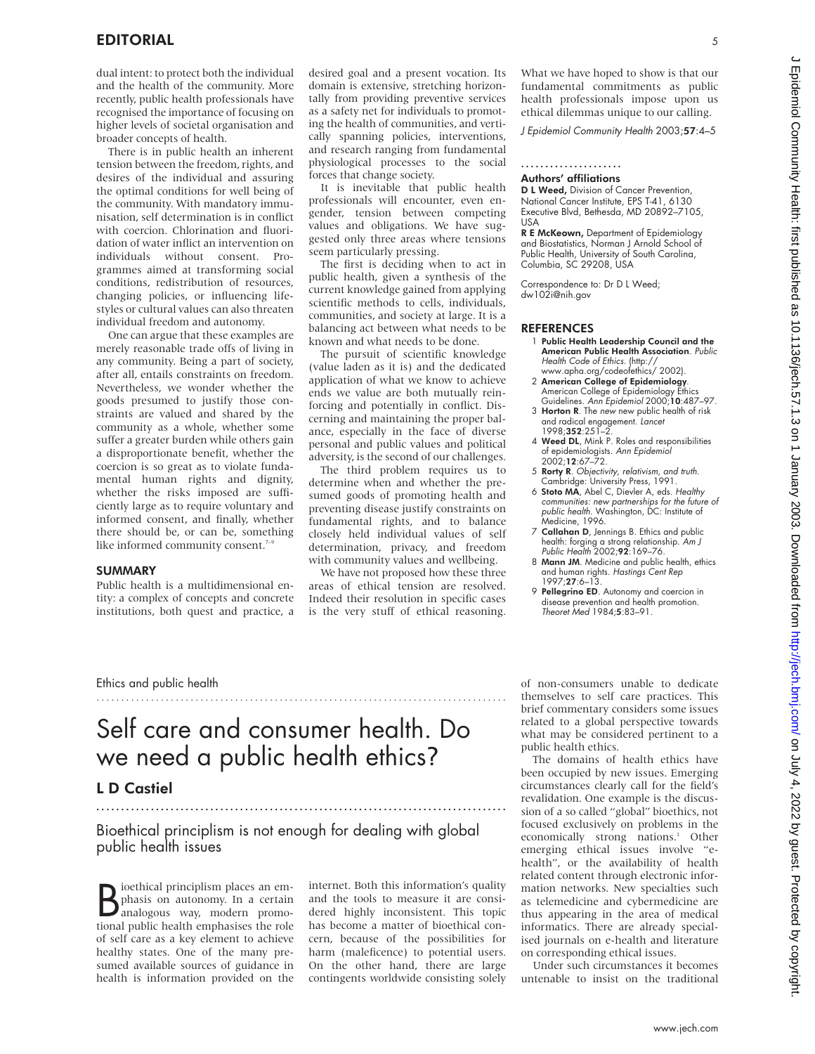dual intent: to protect both the individual and the health of the community. More recently, public health professionals have recognised the importance of focusing on higher levels of societal organisation and broader concepts of health.

There is in public health an inherent tension between the freedom, rights, and desires of the individual and assuring the optimal conditions for well being of the community. With mandatory immunisation, self determination is in conflict with coercion. Chlorination and fluoridation of water inflict an intervention on individuals without consent. Programmes aimed at transforming social conditions, redistribution of resources, changing policies, or influencing lifestyles or cultural values can also threaten individual freedom and autonomy.

One can argue that these examples are merely reasonable trade offs of living in any community. Being a part of society, after all, entails constraints on freedom. Nevertheless, we wonder whether the goods presumed to justify those constraints are valued and shared by the community as a whole, whether some suffer a greater burden while others gain a disproportionate benefit, whether the coercion is so great as to violate fundamental human rights and dignity, whether the risks imposed are sufficiently large as to require voluntary and informed consent, and finally, whether there should be, or can be, something like informed community consent.[7–9]

## SUMMARY

Public health is a multidimensional entity: a complex of concepts and concrete institutions, both quest and practice, a desired goal and a present vocation. Its domain is extensive, stretching horizontally from providing preventive services as a safety net for individuals to promoting the health of communities, and vertically spanning policies, interventions, and research ranging from fundamental physiological processes to the social forces that change society.

It is inevitable that public health professionals will encounter, even engender, tension between competing values and obligations. We have suggested only three areas where tensions seem particularly pressing.

The first is deciding when to act in public health, given a synthesis of the current knowledge gained from applying scientific methods to cells, individuals, communities, and society at large. It is a balancing act between what needs to be known and what needs to be done.

The pursuit of scientific knowledge (value laden as it is) and the dedicated application of what we know to achieve ends we value are both mutually reinforcing and potentially in conflict. Discerning and maintaining the proper balance, especially in the face of diverse personal and public values and political adversity, is the second of our challenges.

The third problem requires us to determine when and whether the presumed goods of promoting health and preventing disease justify constraints on fundamental rights, and to balance closely held individual values of self determination, privacy, and freedom with community values and wellbeing.

We have not proposed how these three areas of ethical tension are resolved. Indeed their resolution in specific cases is the very stuff of ethical reasoning. What we have hoped to show is that our fundamental commitments as public health professionals impose upon us ethical dilemmas unique to our calling.

*J Epidemiol Community Health* 2003;**57**:4–5

### Authors' affiliations

**D L Weed,** Division of Cancer Prevention, National Cancer Institute, EPS T-41, 6130 Executive Blvd, Bethesda, MD 20892–7105, USA

**R E McKeown,** Department of Epidemiology and Biostatistics, Norman J Arnold School of Public Health, University of South Carolina, Columbia, SC 29208, USA

Correspondence to: Dr D L Weed; dw102i@nih.gov

## REFERENCES

1. **Public Health Leadership Council and the American Public Health Association**. *Public Health Code of Ethics*. (http://www.apha.org/codeofethics/ 2002).
2. **American College of Epidemiology**. American College of Epidemiology Ethics Guidelines. *Ann Epidemiol* 2000;**10**:487–97.
3. **Horton R**. The *new* new public health of risk and radical engagement. *Lancet* 1998;**352**:251–2.
4. **Weed DL**, Mink P. Roles and responsibilities of epidemiologists. *Ann Epidemiol* 2002;**12**:67–72.
5. **Rorty R**. *Objectivity, relativism, and truth*. Cambridge: University Press, 1991.
6. **Stoto MA**, Abel C, Dievler A, eds. *Healthy communities: new partnerships for the future of public health*. Washington, DC: Institute of Medicine, 1996.
7. **Callahan D**, Jennings B. Ethics and public health: forging a strong relationship. *Am J Public Health* 2002;**92**:169–76.
8. **Mann JM**. Medicine and public health, ethics and human rights. *Hastings Cent Rep* 1997;**27**:6–13.
9. **Pellegrino ED**. Autonomy and coercion in disease prevention and health promotion. *Theoret Med* 1984;**5**:83–91.

Ethics and public health

# Self care and consumer health. Do we need a public health ethics?

## L D Castiel

Bioethical principlism is not enough for dealing with global public health issues

Bioethical principlism places an emphasis on autonomy. In a certain analogous way, modern promotional public health emphasises the role of self care as a key element to achieve healthy states. One of the many presumed available sources of guidance in health is information provided on the internet. Both this information's quality and the tools to measure it are considered highly inconsistent. This topic has become a matter of bioethical concern, because of the possibilities for harm (maleficence) to potential users. On the other hand, there are large contingents worldwide consisting solely of non-consumers unable to dedicate themselves to self care practices. This brief commentary considers some issues related to a global perspective towards what may be considered pertinent to a public health ethics.

The domains of health ethics have been occupied by new issues. Emerging circumstances clearly call for the field's revalidation. One example is the discussion of a so called "global" bioethics, not focused exclusively on problems in the economically strong nations.[1] Other emerging ethical issues involve "e-health", or the availability of health related content through electronic information networks. New specialties such as telemedicine and cybermedicine are thus appearing in the area of medical informatics. There are already specialised journals on e-health and literature on corresponding ethical issues.

Under such circumstances it becomes untenable to insist on the traditional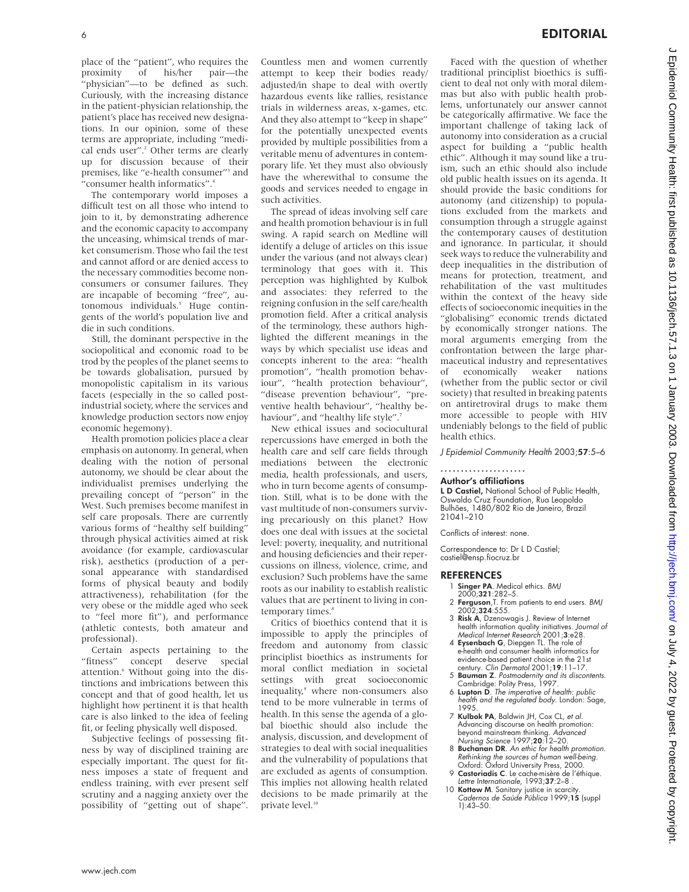place of the "patient", who requires the proximity of his/her pair—the "physician"—to be defined as such. Curiously, with the increasing distance in the patient-physician relationship, the patient's place has received new designations. In our opinion, some of these terms are appropriate, including "medical ends user".[2] Other terms are clearly up for discussion because of their premises, like "e-health consumer"[3] and "consumer health informatics".[4]

The contemporary world imposes a difficult test on all those who intend to join to it, by demonstrating adherence and the economic capacity to accompany the unceasing, whimsical trends of market consumerism. Those who fail the test and cannot afford or are denied access to the necessary commodities become non-consumers or consumer failures. They are incapable of becoming "free", autonomous individuals.[5] Huge contingents of the world's population live and die in such conditions.

Still, the dominant perspective in the sociopolitical and economic road to be trod by the peoples of the planet seems to be towards globalisation, pursued by monopolistic capitalism in its various facets (especially in the so called post-industrial society, where the services and knowledge production sectors now enjoy economic hegemony).

Health promotion policies place a clear emphasis on autonomy. In general, when dealing with the notion of personal autonomy, we should be clear about the individualist premises underlying the prevailing concept of "person" in the West. Such premises become manifest in self care proposals. There are currently various forms of "healthy self building" through physical activities aimed at risk avoidance (for example, cardiovascular risk), aesthetics (production of a personal appearance with standardised forms of physical beauty and bodily attractiveness), rehabilitation (for the very obese or the middle aged who seek to "feel more fit"), and performance (athletic contests, both amateur and professional).

Certain aspects pertaining to the "fitness" concept deserve special attention.[6] Without going into the distinctions and imbrications between this concept and that of good health, let us highlight how pertinent it is that health care is also linked to the idea of feeling fit, or feeling physically well disposed.

Subjective feelings of possessing fitness by way of disciplined training are especially important. The quest for fitness imposes a state of frequent and endless training, with ever present self scrutiny and a nagging anxiety over the possibility of "getting out of shape". Countless men and women currently attempt to keep their bodies ready/adjusted/in shape to deal with overtly hazardous events like rallies, resistance trials in wilderness areas, x-games, etc. And they also attempt to "keep in shape" for the potentially unexpected events provided by multiple possibilities from a veritable menu of adventures in contemporary life. Yet they must also obviously have the wherewithal to consume the goods and services needed to engage in such activities.

The spread of ideas involving self care and health promotion behaviour is in full swing. A rapid search on Medline will identify a deluge of articles on this issue under the various (and not always clear) terminology that goes with it. This perception was highlighted by Kulbok and associates: they referred to the reigning confusion in the self care/health promotion field. After a critical analysis of the terminology, these authors highlighted the different meanings in the ways by which specialist use ideas and concepts inherent to the area: "health promotion", "health promotion behaviour", "health protection behaviour", "disease prevention behaviour", "preventive health behaviour", "healthy behaviour", and "healthy life style".[7]

New ethical issues and sociocultural repercussions have emerged in both the health care and self care fields through mediations between the electronic media, health professionals, and users, who in turn become agents of consumption. Still, what is to be done with the vast multitude of non-consumers surviving precariously on this planet? How does one deal with issues at the societal level: poverty, inequality, and nutritional and housing deficiencies and their repercussions on illness, violence, crime, and exclusion? Such problems have the same roots as our inability to establish realistic values that are pertinent to living in contemporary times.[8]

Critics of bioethics contend that it is impossible to apply the principles of freedom and autonomy from classic principlist bioethics as instruments for moral conflict mediation in societal settings with great socioeconomic inequality,[9] where non-consumers also tend to be more vulnerable in terms of health. In this sense the agenda of a global bioethic should also include the analysis, discussion, and development of strategies to deal with social inequalities and the vulnerability of populations that are excluded as agents of consumption. This implies not allowing health related decisions to be made primarily at the private level.[10]

Faced with the question of whether traditional principlist bioethics is sufficient to deal not only with moral dilemmas but also with public health problems, unfortunately our answer cannot be categorically affirmative. We face the important challenge of taking lack of autonomy into consideration as a crucial aspect for building a "public health ethic". Although it may sound like a truism, such an ethic should also include old public health issues on its agenda. It should provide the basic conditions for autonomy (and citizenship) to populations excluded from the markets and consumption through a struggle against the contemporary causes of destitution and ignorance. In particular, it should seek ways to reduce the vulnerability and deep inequalities in the distribution of means for protection, treatment, and rehabilitation of the vast multitudes within the context of the heavy side effects of socioeconomic inequities in the "globalising" economic trends dictated by economically stronger nations. The moral arguments emerging from the confrontation between the large pharmaceutical industry and representatives of economically weaker nations (whether from the public sector or civil society) that resulted in breaking patents on antiretroviral drugs to make them more accessible to people with HIV undeniably belongs to the field of public health ethics.

*J Epidemiol Community Health* 2003;**57**:5–6

### Author's affiliations

**L D Castiel,** National School of Public Health, Oswaldo Cruz Foundation, Rua Leopoldo Bulhões, 1480/802 Rio de Janeiro, Brazil 21041–210

Conflicts of interest: none.

Correspondence to: Dr L D Castiel; castiel@ensp.fiocruz.br

## REFERENCES

1. **Singer PA**. Medical ethics. *BMJ* 2000;**321**:282–5.
2. **Ferguson**,T. From patients to end users. *BMJ* 2002;**324**:555.
3. **Risk A**, Dzenowagis J. Review of Internet health information quality initiatives. *Journal of Medical Internet Research* 2001;**3**:e28.
4. **Eysenbach G**, Diepgen TL. The role of e-health and consumer health informatics for evidence-based patient choice in the 21st century. *Clin Dermatol* 2001;**19**:11–17.
5. **Bauman Z**. *Postmodernity and its discontents.* Cambridge: Polity Press, 1997.
6. **Lupton D**. *The imperative of health: public health and the regulated body.* London: Sage, 1995.
7. **Kulbok PA**, Baldwin JH, Cox CL, *et al.* Advancing discourse on health promotion: beyond mainstream thinking. *Advanced Nursing Science* 1997;**20**:12–20.
8. **Buchanan DR**. *An ethic for health promotion. Rethinking the sources of human well-being.* Oxford: Oxford University Press, 2000.
9. **Castoriadis C**. Le cache-misère de l'éthique. *Lettre Internationale*, 1993;**37**:2–8 .
10. **Kottow M**. Sanitary justice in scarcity. *Cadernos de Saúde Pública* 1999;**15** (suppl 1):43–50.